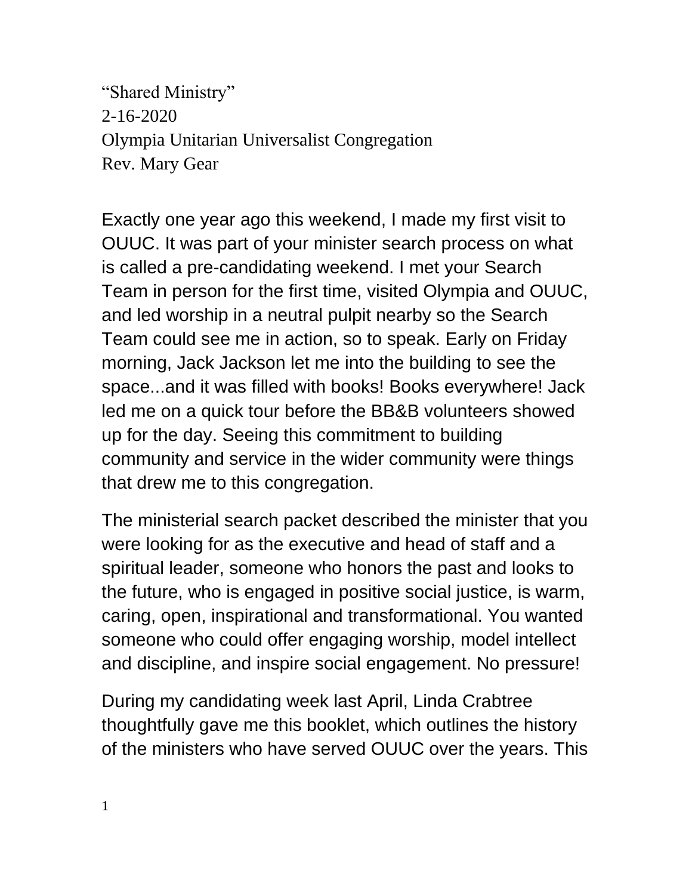"Shared Ministry"
2-16-2020
Olympia Unitarian Universalist Congregation
Rev. Mary Gear

Exactly one year ago this weekend, I made my first visit to OUUC. It was part of your minister search process on what is called a pre-candidating weekend. I met your Search Team in person for the first time, visited Olympia and OUUC, and led worship in a neutral pulpit nearby so the Search Team could see me in action, so to speak. Early on Friday morning, Jack Jackson let me into the building to see the space...and it was filled with books! Books everywhere! Jack led me on a quick tour before the BB&B volunteers showed up for the day. Seeing this commitment to building community and service in the wider community were things that drew me to this congregation.

The ministerial search packet described the minister that you were looking for as the executive and head of staff and a spiritual leader, someone who honors the past and looks to the future, who is engaged in positive social justice, is warm, caring, open, inspirational and transformational. You wanted someone who could offer engaging worship, model intellect and discipline, and inspire social engagement. No pressure!

During my candidating week last April, Linda Crabtree thoughtfully gave me this booklet, which outlines the history of the ministers who have served OUUC over the years. This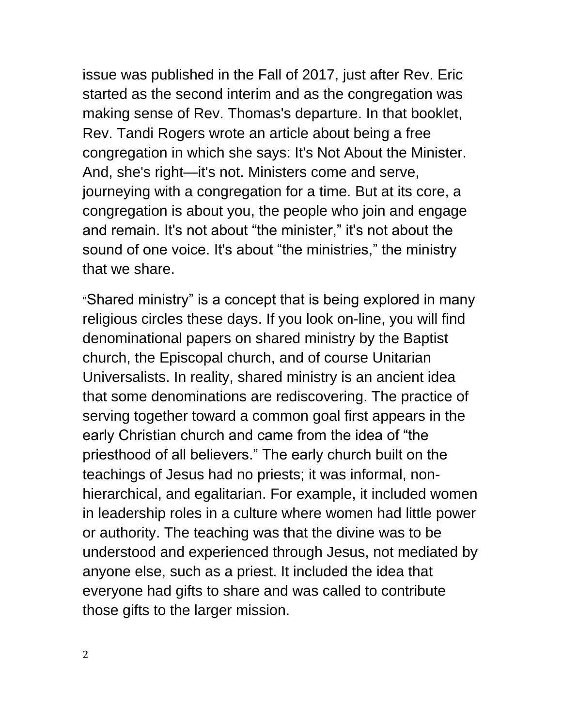issue was published in the Fall of 2017, just after Rev. Eric started as the second interim and as the congregation was making sense of Rev. Thomas's departure. In that booklet, Rev. Tandi Rogers wrote an article about being a free congregation in which she says: It's Not About the Minister. And, she's right—it's not. Ministers come and serve, journeying with a congregation for a time. But at its core, a congregation is about you, the people who join and engage and remain. It's not about "the minister," it's not about the sound of one voice. It's about "the ministries," the ministry that we share.

"Shared ministry" is a concept that is being explored in many religious circles these days. If you look on-line, you will find denominational papers on shared ministry by the Baptist church, the Episcopal church, and of course Unitarian Universalists. In reality, shared ministry is an ancient idea that some denominations are rediscovering. The practice of serving together toward a common goal first appears in the early Christian church and came from the idea of "the priesthood of all believers." The early church built on the teachings of Jesus had no priests; it was informal, non-hierarchical, and egalitarian. For example, it included women in leadership roles in a culture where women had little power or authority. The teaching was that the divine was to be understood and experienced through Jesus, not mediated by anyone else, such as a priest. It included the idea that everyone had gifts to share and was called to contribute those gifts to the larger mission.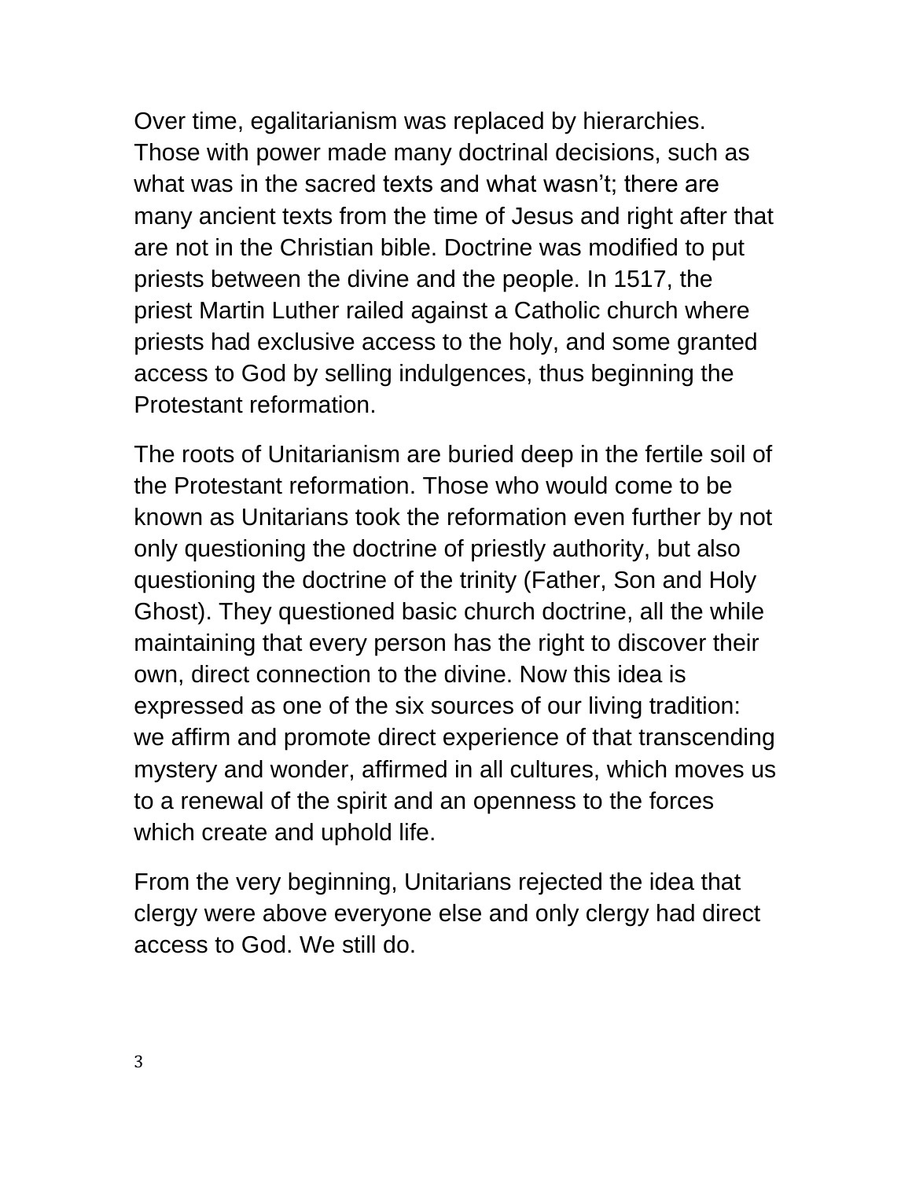Over time, egalitarianism was replaced by hierarchies. Those with power made many doctrinal decisions, such as what was in the sacred texts and what wasn't; there are many ancient texts from the time of Jesus and right after that are not in the Christian bible. Doctrine was modified to put priests between the divine and the people. In 1517, the priest Martin Luther railed against a Catholic church where priests had exclusive access to the holy, and some granted access to God by selling indulgences, thus beginning the Protestant reformation.

The roots of Unitarianism are buried deep in the fertile soil of the Protestant reformation. Those who would come to be known as Unitarians took the reformation even further by not only questioning the doctrine of priestly authority, but also questioning the doctrine of the trinity (Father, Son and Holy Ghost). They questioned basic church doctrine, all the while maintaining that every person has the right to discover their own, direct connection to the divine. Now this idea is expressed as one of the six sources of our living tradition: we affirm and promote direct experience of that transcending mystery and wonder, affirmed in all cultures, which moves us to a renewal of the spirit and an openness to the forces which create and uphold life.

From the very beginning, Unitarians rejected the idea that clergy were above everyone else and only clergy had direct access to God. We still do.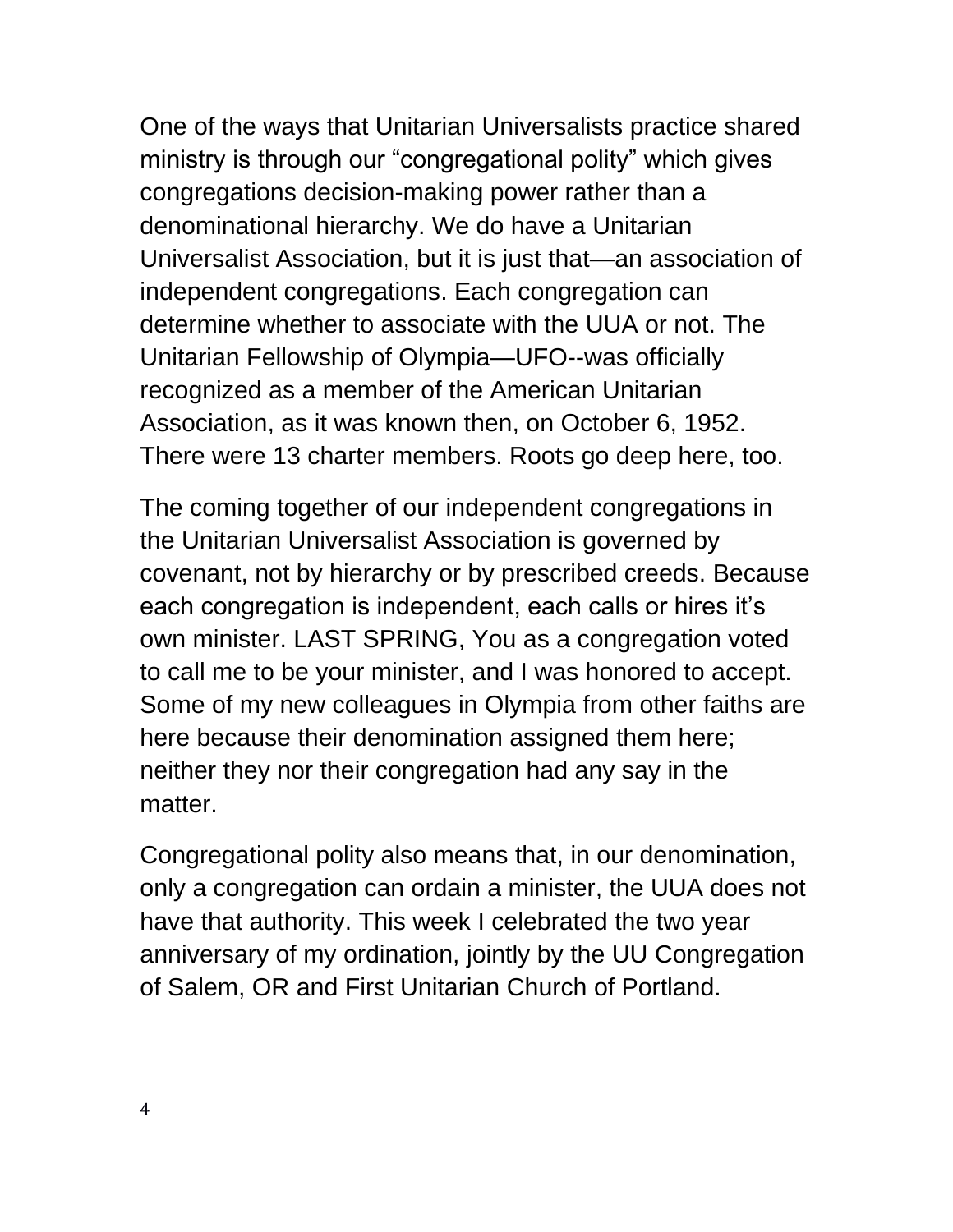One of the ways that Unitarian Universalists practice shared ministry is through our "congregational polity" which gives congregations decision-making power rather than a denominational hierarchy. We do have a Unitarian Universalist Association, but it is just that—an association of independent congregations. Each congregation can determine whether to associate with the UUA or not. The Unitarian Fellowship of Olympia—UFO--was officially recognized as a member of the American Unitarian Association, as it was known then, on October 6, 1952. There were 13 charter members. Roots go deep here, too.

The coming together of our independent congregations in the Unitarian Universalist Association is governed by covenant, not by hierarchy or by prescribed creeds. Because each congregation is independent, each calls or hires it's own minister. LAST SPRING, You as a congregation voted to call me to be your minister, and I was honored to accept. Some of my new colleagues in Olympia from other faiths are here because their denomination assigned them here; neither they nor their congregation had any say in the matter.

Congregational polity also means that, in our denomination, only a congregation can ordain a minister, the UUA does not have that authority. This week I celebrated the two year anniversary of my ordination, jointly by the UU Congregation of Salem, OR and First Unitarian Church of Portland.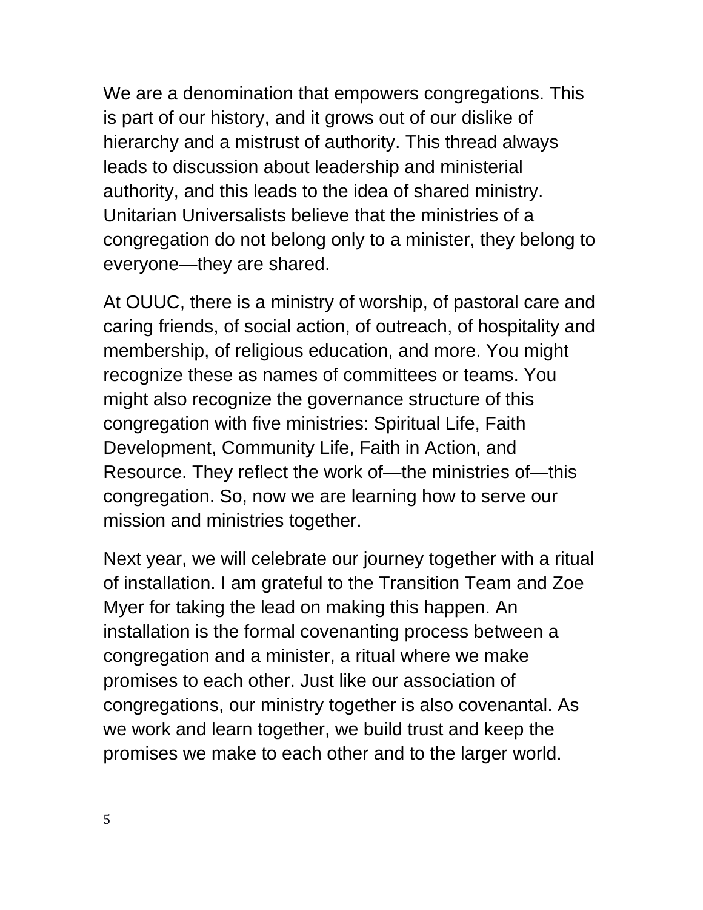We are a denomination that empowers congregations. This is part of our history, and it grows out of our dislike of hierarchy and a mistrust of authority. This thread always leads to discussion about leadership and ministerial authority, and this leads to the idea of shared ministry. Unitarian Universalists believe that the ministries of a congregation do not belong only to a minister, they belong to everyone—they are shared.

At OUUC, there is a ministry of worship, of pastoral care and caring friends, of social action, of outreach, of hospitality and membership, of religious education, and more. You might recognize these as names of committees or teams. You might also recognize the governance structure of this congregation with five ministries: Spiritual Life, Faith Development, Community Life, Faith in Action, and Resource. They reflect the work of—the ministries of—this congregation. So, now we are learning how to serve our mission and ministries together.

Next year, we will celebrate our journey together with a ritual of installation. I am grateful to the Transition Team and Zoe Myer for taking the lead on making this happen. An installation is the formal covenanting process between a congregation and a minister, a ritual where we make promises to each other. Just like our association of congregations, our ministry together is also covenantal. As we work and learn together, we build trust and keep the promises we make to each other and to the larger world.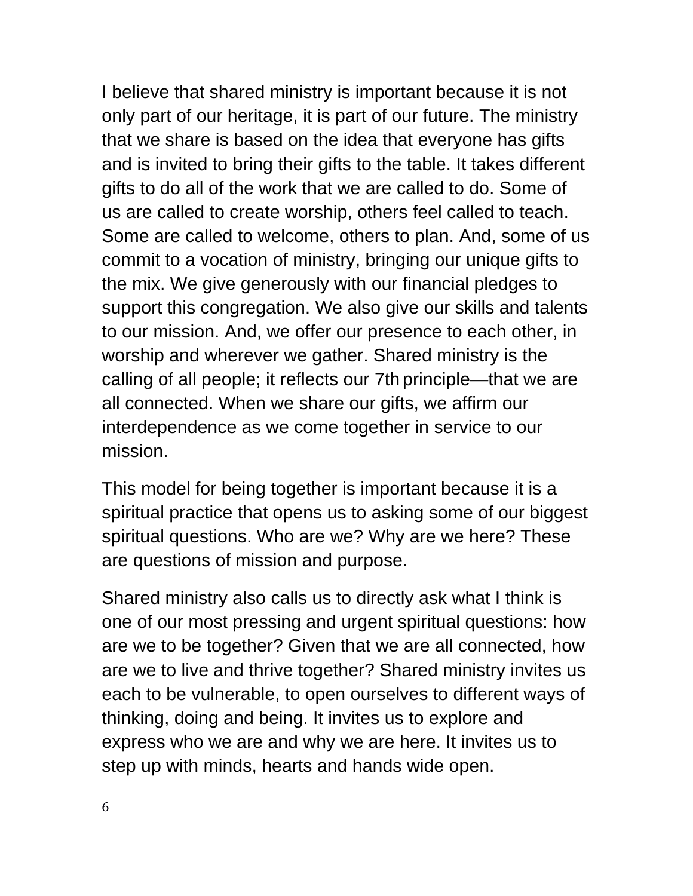I believe that shared ministry is important because it is not only part of our heritage, it is part of our future. The ministry that we share is based on the idea that everyone has gifts and is invited to bring their gifts to the table. It takes different gifts to do all of the work that we are called to do. Some of us are called to create worship, others feel called to teach. Some are called to welcome, others to plan. And, some of us commit to a vocation of ministry, bringing our unique gifts to the mix. We give generously with our financial pledges to support this congregation. We also give our skills and talents to our mission. And, we offer our presence to each other, in worship and wherever we gather. Shared ministry is the calling of all people; it reflects our 7th principle—that we are all connected. When we share our gifts, we affirm our interdependence as we come together in service to our mission.

This model for being together is important because it is a spiritual practice that opens us to asking some of our biggest spiritual questions. Who are we? Why are we here? These are questions of mission and purpose.

Shared ministry also calls us to directly ask what I think is one of our most pressing and urgent spiritual questions: how are we to be together? Given that we are all connected, how are we to live and thrive together? Shared ministry invites us each to be vulnerable, to open ourselves to different ways of thinking, doing and being. It invites us to explore and express who we are and why we are here. It invites us to step up with minds, hearts and hands wide open.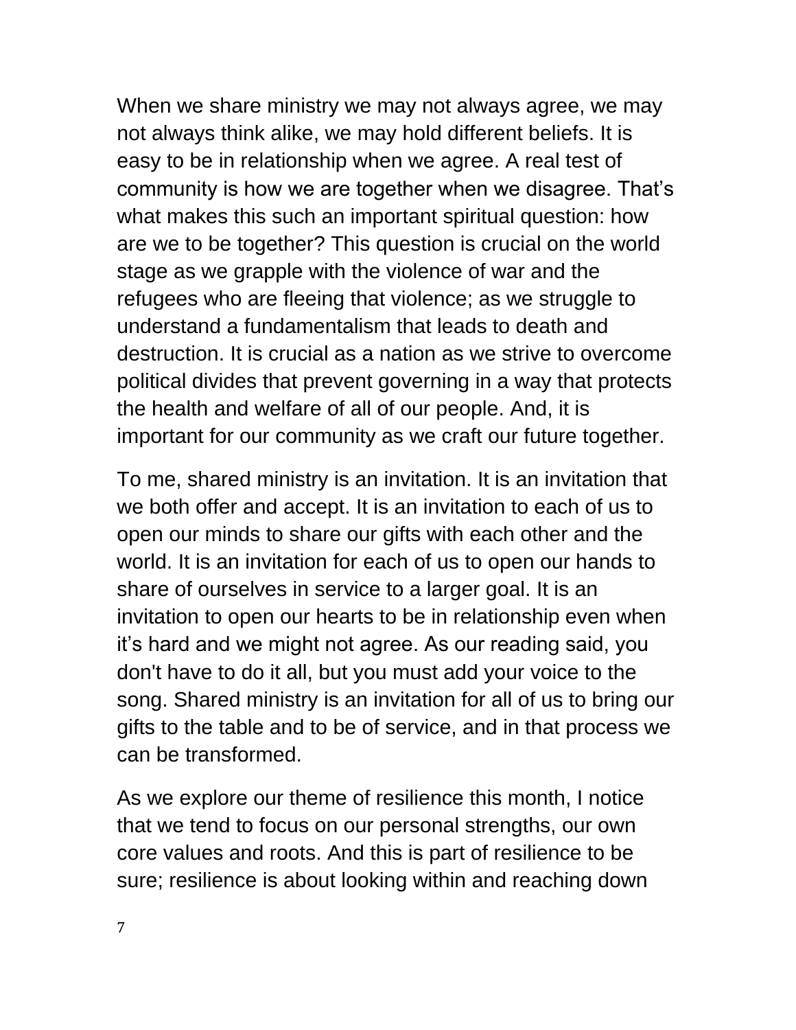When we share ministry we may not always agree, we may not always think alike, we may hold different beliefs. It is easy to be in relationship when we agree. A real test of community is how we are together when we disagree. That's what makes this such an important spiritual question: how are we to be together? This question is crucial on the world stage as we grapple with the violence of war and the refugees who are fleeing that violence; as we struggle to understand a fundamentalism that leads to death and destruction. It is crucial as a nation as we strive to overcome political divides that prevent governing in a way that protects the health and welfare of all of our people. And, it is important for our community as we craft our future together.

To me, shared ministry is an invitation. It is an invitation that we both offer and accept. It is an invitation to each of us to open our minds to share our gifts with each other and the world. It is an invitation for each of us to open our hands to share of ourselves in service to a larger goal. It is an invitation to open our hearts to be in relationship even when it's hard and we might not agree. As our reading said, you don't have to do it all, but you must add your voice to the song. Shared ministry is an invitation for all of us to bring our gifts to the table and to be of service, and in that process we can be transformed.

As we explore our theme of resilience this month, I notice that we tend to focus on our personal strengths, our own core values and roots. And this is part of resilience to be sure; resilience is about looking within and reaching down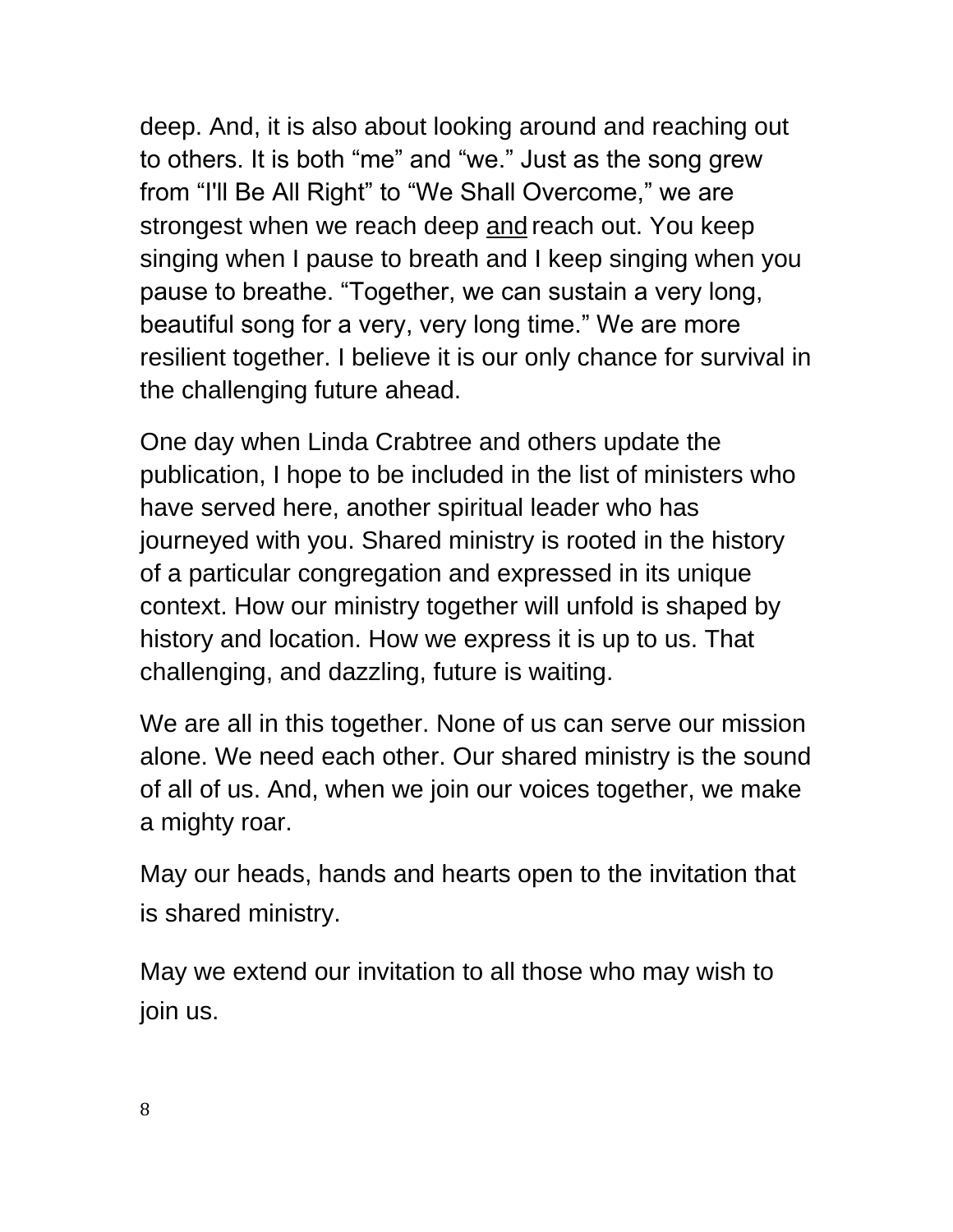deep. And, it is also about looking around and reaching out to others. It is both "me" and "we." Just as the song grew from "I'll Be All Right" to "We Shall Overcome," we are strongest when we reach deep <u>and</u> reach out. You keep singing when I pause to breath and I keep singing when you pause to breathe. "Together, we can sustain a very long, beautiful song for a very, very long time." We are more resilient together. I believe it is our only chance for survival in the challenging future ahead.

One day when Linda Crabtree and others update the publication, I hope to be included in the list of ministers who have served here, another spiritual leader who has journeyed with you. Shared ministry is rooted in the history of a particular congregation and expressed in its unique context. How our ministry together will unfold is shaped by history and location. How we express it is up to us. That challenging, and dazzling, future is waiting.

We are all in this together. None of us can serve our mission alone. We need each other. Our shared ministry is the sound of all of us. And, when we join our voices together, we make a mighty roar.

May our heads, hands and hearts open to the invitation that is shared ministry.

May we extend our invitation to all those who may wish to join us.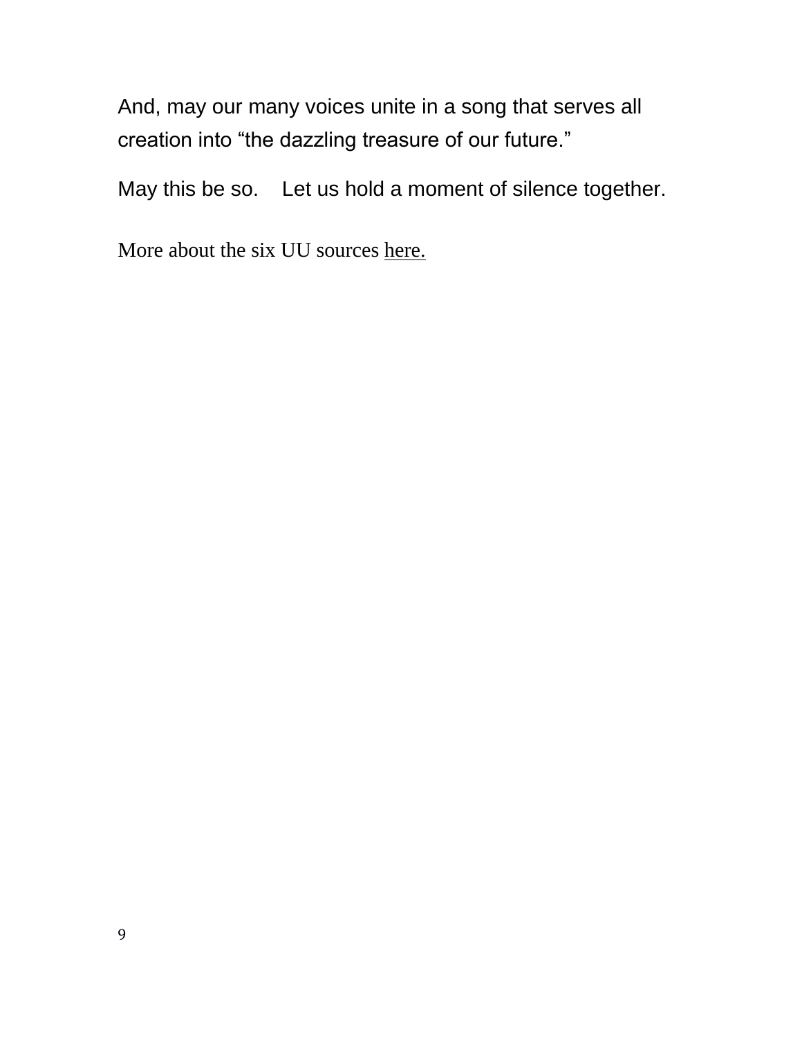And, may our many voices unite in a song that serves all creation into “the dazzling treasure of our future.”

May this be so.    Let us hold a moment of silence together.

More about the six UU sources here.